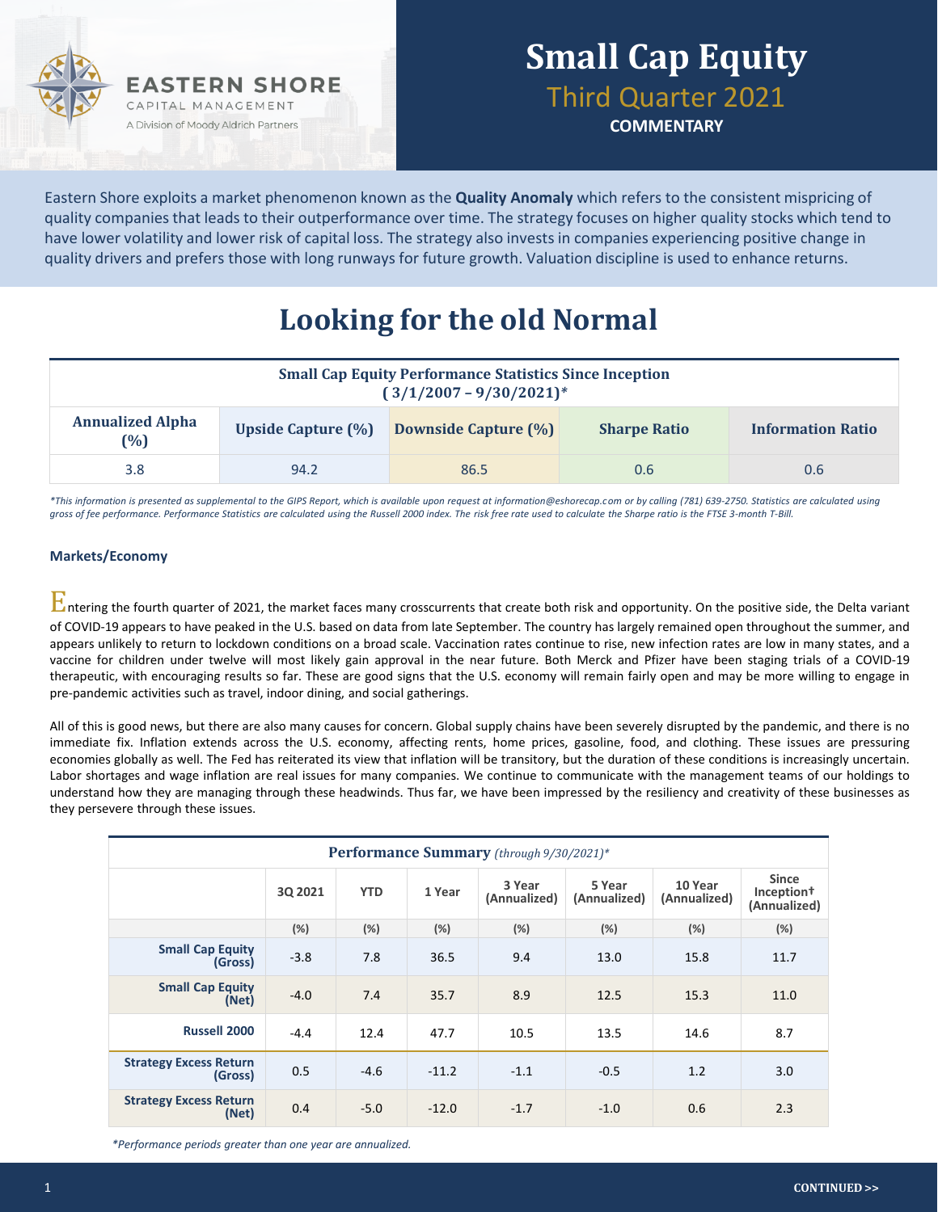EASTERN SHORE
CAPITAL MANAGEMENT
A Division of Moody Aldrich Partners

# Small Cap Equity

## Third Quarter 2021

**COMMENTARY**

Eastern Shore exploits a market phenomenon known as the **Quality Anomaly** which refers to the consistent mispricing of quality companies that leads to their outperformance over time. The strategy focuses on higher quality stocks which tend to have lower volatility and lower risk of capital loss. The strategy also invests in companies experiencing positive change in quality drivers and prefers those with long runways for future growth. Valuation discipline is used to enhance returns.

# Looking for the old Normal

**Small Cap Equity Performance Statistics Since Inception ( 3/1/2007 – 9/30/2021)***

| Annualized Alpha (%) | Upside Capture (%) | Downside Capture (%) | Sharpe Ratio | Information Ratio |
|---|---|---|---|---|
| 3.8 | 94.2 | 86.5 | 0.6 | 0.6 |

*This information is presented as supplemental to the GIPS Report, which is available upon request at information@eshorecap.com or by calling (781) 639-2750. Statistics are calculated using gross of fee performance. Performance Statistics are calculated using the Russell 2000 index. The risk free rate used to calculate the Sharpe ratio is the FTSE 3-month T-Bill.*

### Markets/Economy

Entering the fourth quarter of 2021, the market faces many crosscurrents that create both risk and opportunity. On the positive side, the Delta variant of COVID-19 appears to have peaked in the U.S. based on data from late September. The country has largely remained open throughout the summer, and appears unlikely to return to lockdown conditions on a broad scale. Vaccination rates continue to rise, new infection rates are low in many states, and a vaccine for children under twelve will most likely gain approval in the near future. Both Merck and Pfizer have been staging trials of a COVID-19 therapeutic, with encouraging results so far. These are good signs that the U.S. economy will remain fairly open and may be more willing to engage in pre-pandemic activities such as travel, indoor dining, and social gatherings.

All of this is good news, but there are also many causes for concern. Global supply chains have been severely disrupted by the pandemic, and there is no immediate fix. Inflation extends across the U.S. economy, affecting rents, home prices, gasoline, food, and clothing. These issues are pressuring economies globally as well. The Fed has reiterated its view that inflation will be transitory, but the duration of these conditions is increasingly uncertain. Labor shortages and wage inflation are real issues for many companies. We continue to communicate with the management teams of our holdings to understand how they are managing through these headwinds. Thus far, we have been impressed by the resiliency and creativity of these businesses as they persevere through these issues.

**Performance Summary** *(through 9/30/2021)**

| | 3Q 2021 | YTD | 1 Year | 3 Year (Annualized) | 5 Year (Annualized) | 10 Year (Annualized) | Since Inception† (Annualized) |
|---|---|---|---|---|---|---|---|
| | (%) | (%) | (%) | (%) | (%) | (%) | (%) |
| **Small Cap Equity (Gross)** | -3.8 | 7.8 | 36.5 | 9.4 | 13.0 | 15.8 | 11.7 |
| **Small Cap Equity (Net)** | -4.0 | 7.4 | 35.7 | 8.9 | 12.5 | 15.3 | 11.0 |
| **Russell 2000** | -4.4 | 12.4 | 47.7 | 10.5 | 13.5 | 14.6 | 8.7 |
| **Strategy Excess Return (Gross)** | 0.5 | -4.6 | -11.2 | -1.1 | -0.5 | 1.2 | 3.0 |
| **Strategy Excess Return (Net)** | 0.4 | -5.0 | -12.0 | -1.7 | -1.0 | 0.6 | 2.3 |

*Performance periods greater than one year are annualized.*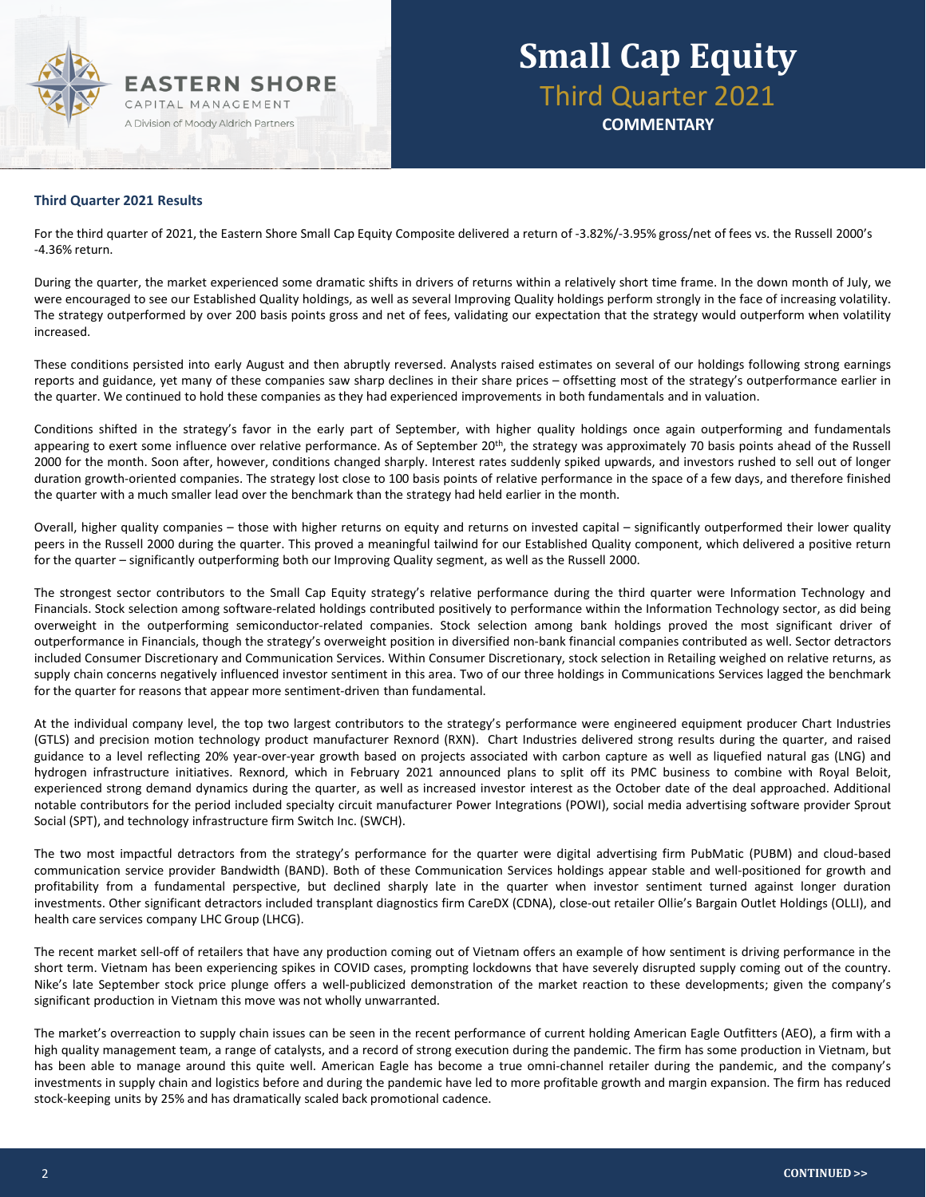## Third Quarter 2021 Results

For the third quarter of 2021, the Eastern Shore Small Cap Equity Composite delivered a return of -3.82%/-3.95% gross/net of fees vs. the Russell 2000's -4.36% return.

During the quarter, the market experienced some dramatic shifts in drivers of returns within a relatively short time frame. In the down month of July, we were encouraged to see our Established Quality holdings, as well as several Improving Quality holdings perform strongly in the face of increasing volatility. The strategy outperformed by over 200 basis points gross and net of fees, validating our expectation that the strategy would outperform when volatility increased.

These conditions persisted into early August and then abruptly reversed. Analysts raised estimates on several of our holdings following strong earnings reports and guidance, yet many of these companies saw sharp declines in their share prices – offsetting most of the strategy's outperformance earlier in the quarter. We continued to hold these companies as they had experienced improvements in both fundamentals and in valuation.

Conditions shifted in the strategy's favor in the early part of September, with higher quality holdings once again outperforming and fundamentals appearing to exert some influence over relative performance. As of September 20th, the strategy was approximately 70 basis points ahead of the Russell 2000 for the month. Soon after, however, conditions changed sharply. Interest rates suddenly spiked upwards, and investors rushed to sell out of longer duration growth-oriented companies. The strategy lost close to 100 basis points of relative performance in the space of a few days, and therefore finished the quarter with a much smaller lead over the benchmark than the strategy had held earlier in the month.

Overall, higher quality companies – those with higher returns on equity and returns on invested capital – significantly outperformed their lower quality peers in the Russell 2000 during the quarter. This proved a meaningful tailwind for our Established Quality component, which delivered a positive return for the quarter – significantly outperforming both our Improving Quality segment, as well as the Russell 2000.

The strongest sector contributors to the Small Cap Equity strategy's relative performance during the third quarter were Information Technology and Financials. Stock selection among software-related holdings contributed positively to performance within the Information Technology sector, as did being overweight in the outperforming semiconductor-related companies. Stock selection among bank holdings proved the most significant driver of outperformance in Financials, though the strategy's overweight position in diversified non-bank financial companies contributed as well. Sector detractors included Consumer Discretionary and Communication Services. Within Consumer Discretionary, stock selection in Retailing weighed on relative returns, as supply chain concerns negatively influenced investor sentiment in this area. Two of our three holdings in Communications Services lagged the benchmark for the quarter for reasons that appear more sentiment-driven than fundamental.

At the individual company level, the top two largest contributors to the strategy's performance were engineered equipment producer Chart Industries (GTLS) and precision motion technology product manufacturer Rexnord (RXN). Chart Industries delivered strong results during the quarter, and raised guidance to a level reflecting 20% year-over-year growth based on projects associated with carbon capture as well as liquefied natural gas (LNG) and hydrogen infrastructure initiatives. Rexnord, which in February 2021 announced plans to split off its PMC business to combine with Royal Beloit, experienced strong demand dynamics during the quarter, as well as increased investor interest as the October date of the deal approached. Additional notable contributors for the period included specialty circuit manufacturer Power Integrations (POWI), social media advertising software provider Sprout Social (SPT), and technology infrastructure firm Switch Inc. (SWCH).

The two most impactful detractors from the strategy's performance for the quarter were digital advertising firm PubMatic (PUBM) and cloud-based communication service provider Bandwidth (BAND). Both of these Communication Services holdings appear stable and well-positioned for growth and profitability from a fundamental perspective, but declined sharply late in the quarter when investor sentiment turned against longer duration investments. Other significant detractors included transplant diagnostics firm CareDX (CDNA), close-out retailer Ollie's Bargain Outlet Holdings (OLLI), and health care services company LHC Group (LHCG).

The recent market sell-off of retailers that have any production coming out of Vietnam offers an example of how sentiment is driving performance in the short term. Vietnam has been experiencing spikes in COVID cases, prompting lockdowns that have severely disrupted supply coming out of the country. Nike's late September stock price plunge offers a well-publicized demonstration of the market reaction to these developments; given the company's significant production in Vietnam this move was not wholly unwarranted.

The market's overreaction to supply chain issues can be seen in the recent performance of current holding American Eagle Outfitters (AEO), a firm with a high quality management team, a range of catalysts, and a record of strong execution during the pandemic. The firm has some production in Vietnam, but has been able to manage around this quite well. American Eagle has become a true omni-channel retailer during the pandemic, and the company's investments in supply chain and logistics before and during the pandemic have led to more profitable growth and margin expansion. The firm has reduced stock-keeping units by 25% and has dramatically scaled back promotional cadence.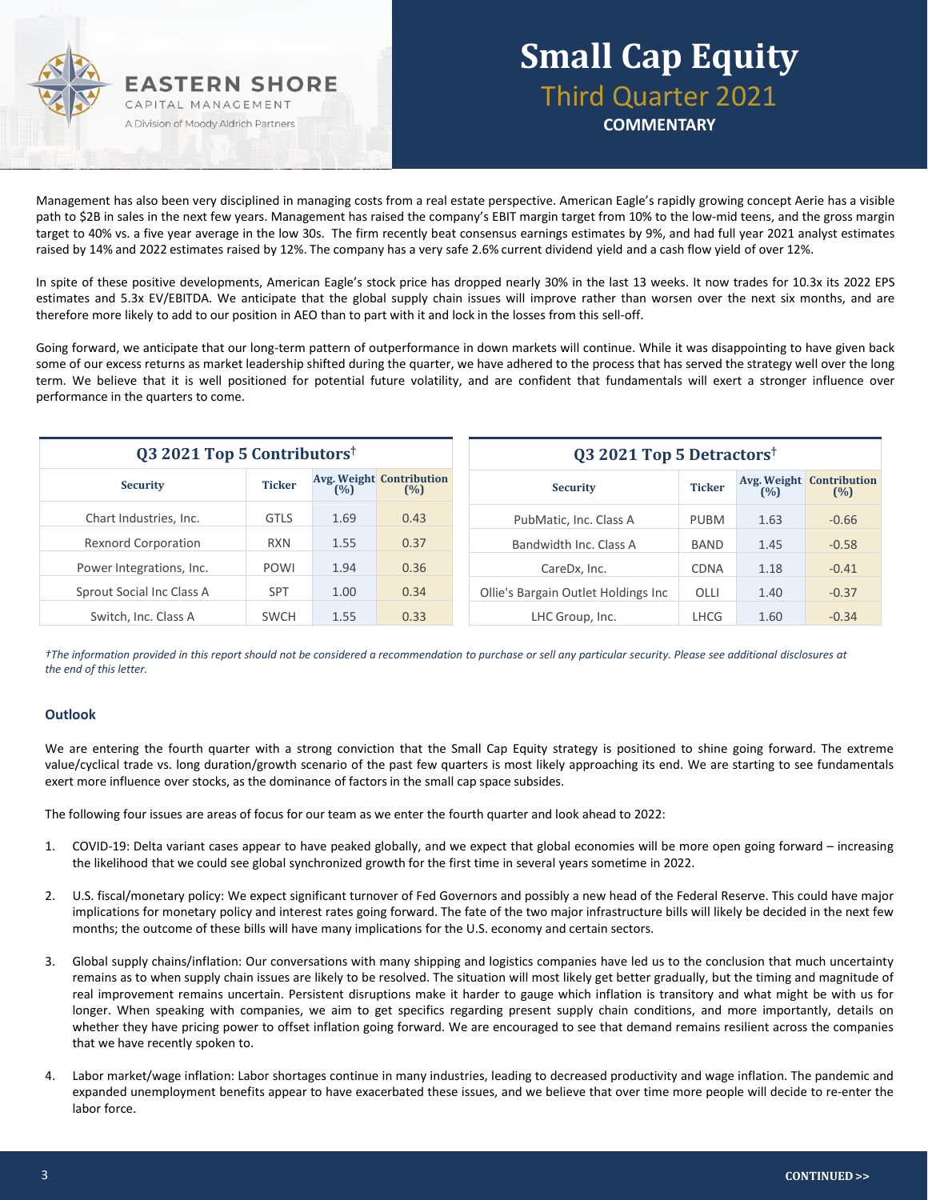Management has also been very disciplined in managing costs from a real estate perspective. American Eagle's rapidly growing concept Aerie has a visible path to $2B in sales in the next few years. Management has raised the company's EBIT margin target from 10% to the low-mid teens, and the gross margin target to 40% vs. a five year average in the low 30s. The firm recently beat consensus earnings estimates by 9%, and had full year 2021 analyst estimates raised by 14% and 2022 estimates raised by 12%. The company has a very safe 2.6% current dividend yield and a cash flow yield of over 12%.

In spite of these positive developments, American Eagle's stock price has dropped nearly 30% in the last 13 weeks. It now trades for 10.3x its 2022 EPS estimates and 5.3x EV/EBITDA. We anticipate that the global supply chain issues will improve rather than worsen over the next six months, and are therefore more likely to add to our position in AEO than to part with it and lock in the losses from this sell-off.

Going forward, we anticipate that our long-term pattern of outperformance in down markets will continue. While it was disappointing to have given back some of our excess returns as market leadership shifted during the quarter, we have adhered to the process that has served the strategy well over the long term. We believe that it is well positioned for potential future volatility, and are confident that fundamentals will exert a stronger influence over performance in the quarters to come.

**Q3 2021 Top 5 Contributors†**

| Security | Ticker | Avg. Weight (%) | Contribution (%) |
|---|---|---|---|
| Chart Industries, Inc. | GTLS | 1.69 | 0.43 |
| Rexnord Corporation | RXN | 1.55 | 0.37 |
| Power Integrations, Inc. | POWI | 1.94 | 0.36 |
| Sprout Social Inc Class A | SPT | 1.00 | 0.34 |
| Switch, Inc. Class A | SWCH | 1.55 | 0.33 |

**Q3 2021 Top 5 Detractors†**

| Security | Ticker | Avg. Weight (%) | Contribution (%) |
|---|---|---|---|
| PubMatic, Inc. Class A | PUBM | 1.63 | -0.66 |
| Bandwidth Inc. Class A | BAND | 1.45 | -0.58 |
| CareDx, Inc. | CDNA | 1.18 | -0.41 |
| Ollie's Bargain Outlet Holdings Inc | OLLI | 1.40 | -0.37 |
| LHC Group, Inc. | LHCG | 1.60 | -0.34 |

*†The information provided in this report should not be considered a recommendation to purchase or sell any particular security. Please see additional disclosures at the end of this letter.*

### Outlook

We are entering the fourth quarter with a strong conviction that the Small Cap Equity strategy is positioned to shine going forward. The extreme value/cyclical trade vs. long duration/growth scenario of the past few quarters is most likely approaching its end. We are starting to see fundamentals exert more influence over stocks, as the dominance of factors in the small cap space subsides.

The following four issues are areas of focus for our team as we enter the fourth quarter and look ahead to 2022:

1. COVID-19: Delta variant cases appear to have peaked globally, and we expect that global economies will be more open going forward – increasing the likelihood that we could see global synchronized growth for the first time in several years sometime in 2022.

2. U.S. fiscal/monetary policy: We expect significant turnover of Fed Governors and possibly a new head of the Federal Reserve. This could have major implications for monetary policy and interest rates going forward. The fate of the two major infrastructure bills will likely be decided in the next few months; the outcome of these bills will have many implications for the U.S. economy and certain sectors.

3. Global supply chains/inflation: Our conversations with many shipping and logistics companies have led us to the conclusion that much uncertainty remains as to when supply chain issues are likely to be resolved. The situation will most likely get better gradually, but the timing and magnitude of real improvement remains uncertain. Persistent disruptions make it harder to gauge which inflation is transitory and what might be with us for longer. When speaking with companies, we aim to get specifics regarding present supply chain conditions, and more importantly, details on whether they have pricing power to offset inflation going forward. We are encouraged to see that demand remains resilient across the companies that we have recently spoken to.

4. Labor market/wage inflation: Labor shortages continue in many industries, leading to decreased productivity and wage inflation. The pandemic and expanded unemployment benefits appear to have exacerbated these issues, and we believe that over time more people will decide to re-enter the labor force.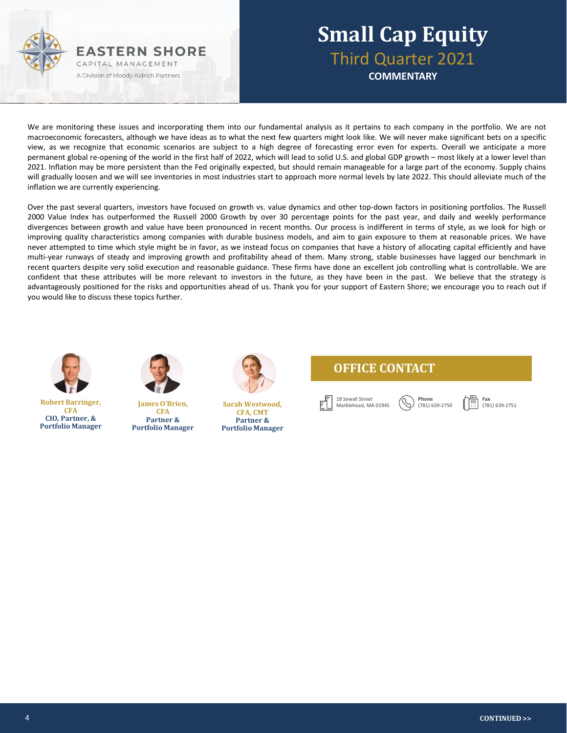# Small Cap Equity
## Third Quarter 2021
**COMMENTARY**

We are monitoring these issues and incorporating them into our fundamental analysis as it pertains to each company in the portfolio. We are not macroeconomic forecasters, although we have ideas as to what the next few quarters might look like. We will never make significant bets on a specific view, as we recognize that economic scenarios are subject to a high degree of forecasting error even for experts. Overall we anticipate a more permanent global re-opening of the world in the first half of 2022, which will lead to solid U.S. and global GDP growth – most likely at a lower level than 2021. Inflation may be more persistent than the Fed originally expected, but should remain manageable for a large part of the economy. Supply chains will gradually loosen and we will see inventories in most industries start to approach more normal levels by late 2022. This should alleviate much of the inflation we are currently experiencing.

Over the past several quarters, investors have focused on growth vs. value dynamics and other top-down factors in positioning portfolios. The Russell 2000 Value Index has outperformed the Russell 2000 Growth by over 30 percentage points for the past year, and daily and weekly performance divergences between growth and value have been pronounced in recent months. Our process is indifferent in terms of style, as we look for high or improving quality characteristics among companies with durable business models, and aim to gain exposure to them at reasonable prices. We have never attempted to time which style might be in favor, as we instead focus on companies that have a history of allocating capital efficiently and have multi-year runways of steady and improving growth and profitability ahead of them. Many strong, stable businesses have lagged our benchmark in recent quarters despite very solid execution and reasonable guidance. These firms have done an excellent job controlling what is controllable. We are confident that these attributes will be more relevant to investors in the future, as they have been in the past. We believe that the strategy is advantageously positioned for the risks and opportunities ahead of us. Thank you for your support of Eastern Shore; we encourage you to reach out if you would like to discuss these topics further.

**Robert Barringer, CFA**
CIO, Partner, & Portfolio Manager

**James O'Brien, CFA**
Partner & Portfolio Manager

**Sarah Westwood, CFA, CMT**
Partner & Portfolio Manager

## OFFICE CONTACT

18 Sewall Street
Marblehead, MA 01945

**Phone**
(781) 639-2750

**Fax**
(781) 639-2751

CONTINUED >>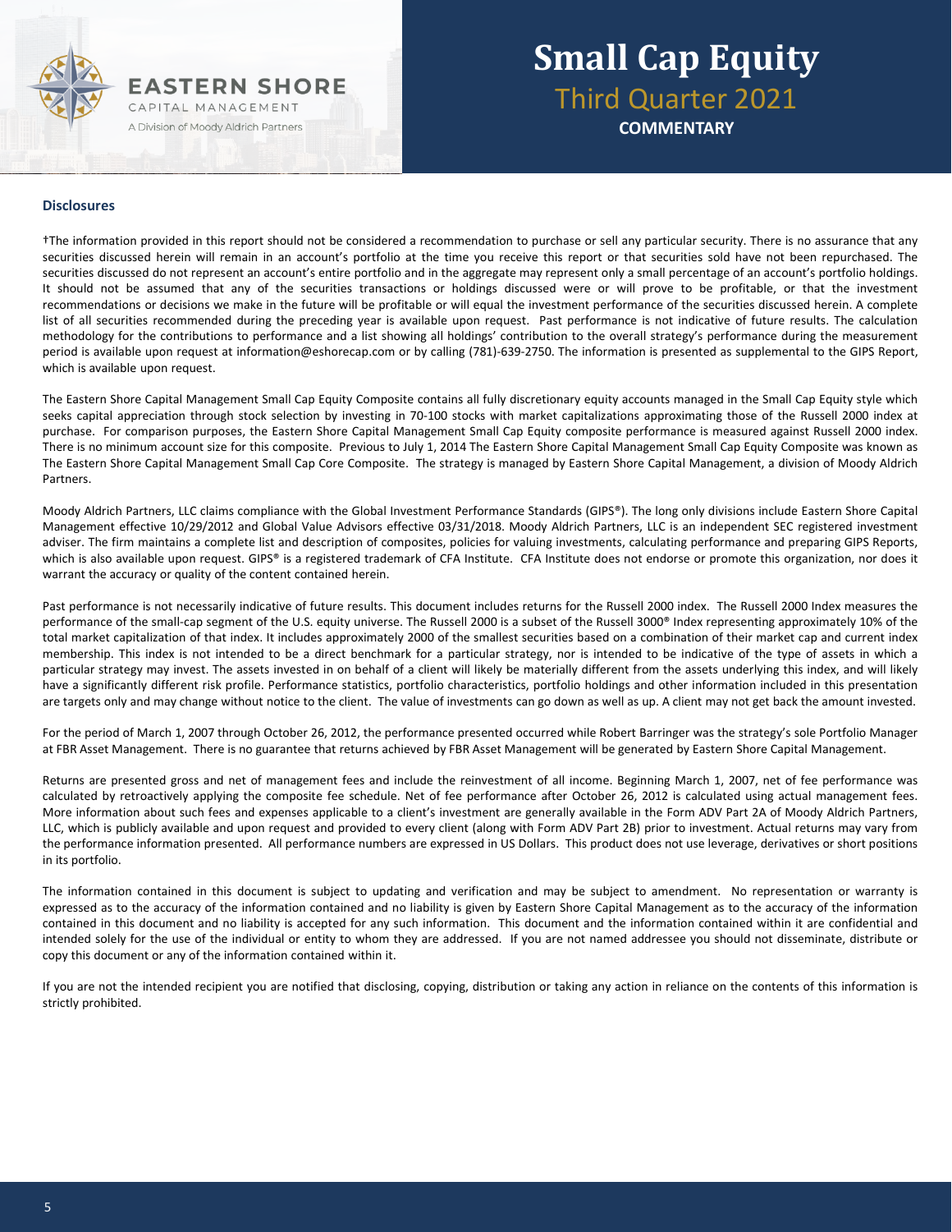## Disclosures

†The information provided in this report should not be considered a recommendation to purchase or sell any particular security. There is no assurance that any securities discussed herein will remain in an account's portfolio at the time you receive this report or that securities sold have not been repurchased. The securities discussed do not represent an account's entire portfolio and in the aggregate may represent only a small percentage of an account's portfolio holdings. It should not be assumed that any of the securities transactions or holdings discussed were or will prove to be profitable, or that the investment recommendations or decisions we make in the future will be profitable or will equal the investment performance of the securities discussed herein. A complete list of all securities recommended during the preceding year is available upon request. Past performance is not indicative of future results. The calculation methodology for the contributions to performance and a list showing all holdings' contribution to the overall strategy's performance during the measurement period is available upon request at information@eshorecap.com or by calling (781)-639-2750. The information is presented as supplemental to the GIPS Report, which is available upon request.

The Eastern Shore Capital Management Small Cap Equity Composite contains all fully discretionary equity accounts managed in the Small Cap Equity style which seeks capital appreciation through stock selection by investing in 70-100 stocks with market capitalizations approximating those of the Russell 2000 index at purchase. For comparison purposes, the Eastern Shore Capital Management Small Cap Equity composite performance is measured against Russell 2000 index. There is no minimum account size for this composite. Previous to July 1, 2014 The Eastern Shore Capital Management Small Cap Equity Composite was known as The Eastern Shore Capital Management Small Cap Core Composite. The strategy is managed by Eastern Shore Capital Management, a division of Moody Aldrich Partners.

Moody Aldrich Partners, LLC claims compliance with the Global Investment Performance Standards (GIPS®). The long only divisions include Eastern Shore Capital Management effective 10/29/2012 and Global Value Advisors effective 03/31/2018. Moody Aldrich Partners, LLC is an independent SEC registered investment adviser. The firm maintains a complete list and description of composites, policies for valuing investments, calculating performance and preparing GIPS Reports, which is also available upon request. GIPS® is a registered trademark of CFA Institute. CFA Institute does not endorse or promote this organization, nor does it warrant the accuracy or quality of the content contained herein.

Past performance is not necessarily indicative of future results. This document includes returns for the Russell 2000 index. The Russell 2000 Index measures the performance of the small-cap segment of the U.S. equity universe. The Russell 2000 is a subset of the Russell 3000® Index representing approximately 10% of the total market capitalization of that index. It includes approximately 2000 of the smallest securities based on a combination of their market cap and current index membership. This index is not intended to be a direct benchmark for a particular strategy, nor is intended to be indicative of the type of assets in which a particular strategy may invest. The assets invested in on behalf of a client will likely be materially different from the assets underlying this index, and will likely have a significantly different risk profile. Performance statistics, portfolio characteristics, portfolio holdings and other information included in this presentation are targets only and may change without notice to the client. The value of investments can go down as well as up. A client may not get back the amount invested.

For the period of March 1, 2007 through October 26, 2012, the performance presented occurred while Robert Barringer was the strategy's sole Portfolio Manager at FBR Asset Management. There is no guarantee that returns achieved by FBR Asset Management will be generated by Eastern Shore Capital Management.

Returns are presented gross and net of management fees and include the reinvestment of all income. Beginning March 1, 2007, net of fee performance was calculated by retroactively applying the composite fee schedule. Net of fee performance after October 26, 2012 is calculated using actual management fees. More information about such fees and expenses applicable to a client's investment are generally available in the Form ADV Part 2A of Moody Aldrich Partners, LLC, which is publicly available and upon request and provided to every client (along with Form ADV Part 2B) prior to investment. Actual returns may vary from the performance information presented. All performance numbers are expressed in US Dollars. This product does not use leverage, derivatives or short positions in its portfolio.

The information contained in this document is subject to updating and verification and may be subject to amendment. No representation or warranty is expressed as to the accuracy of the information contained and no liability is given by Eastern Shore Capital Management as to the accuracy of the information contained in this document and no liability is accepted for any such information. This document and the information contained within it are confidential and intended solely for the use of the individual or entity to whom they are addressed. If you are not named addressee you should not disseminate, distribute or copy this document or any of the information contained within it.

If you are not the intended recipient you are notified that disclosing, copying, distribution or taking any action in reliance on the contents of this information is strictly prohibited.